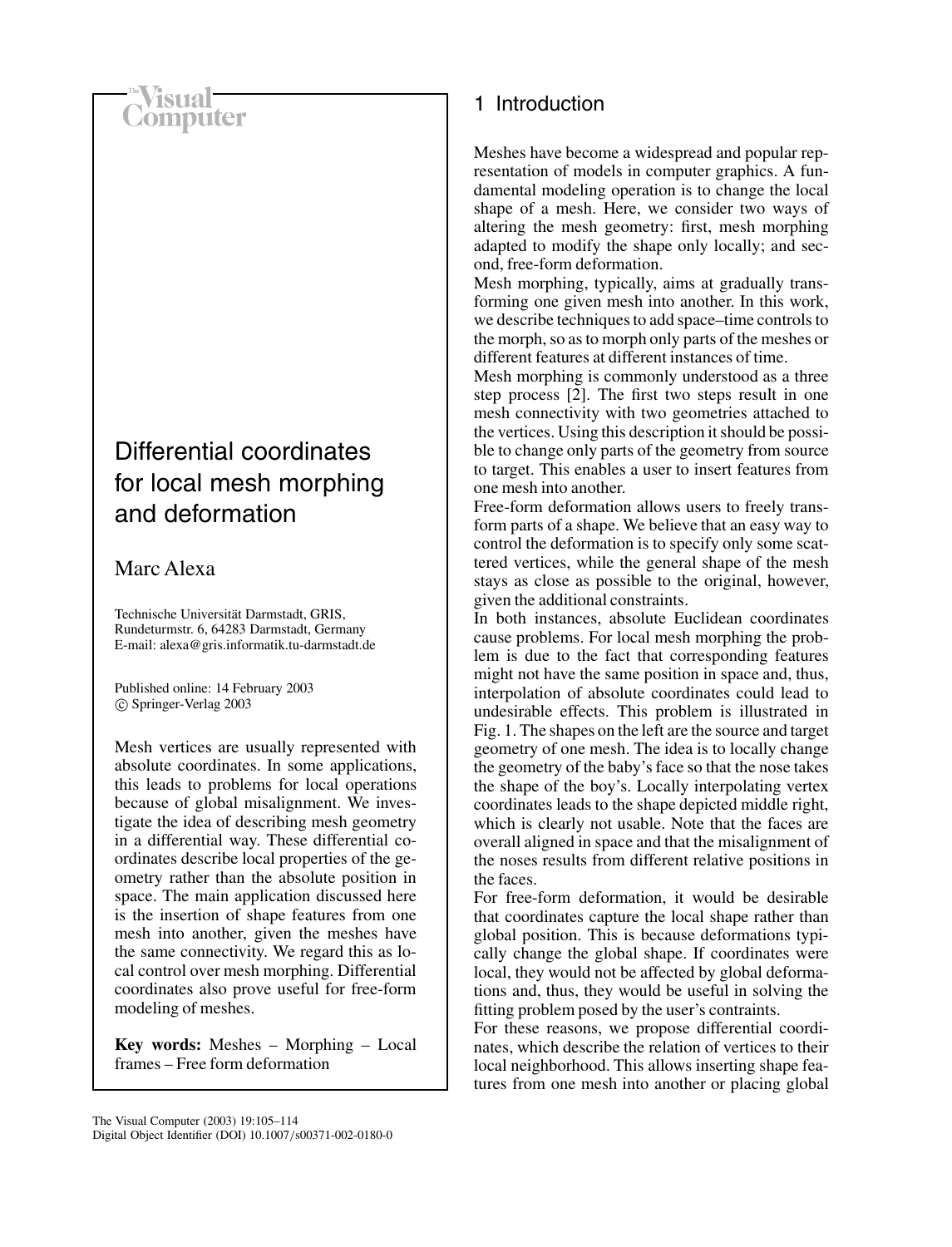# Differential coordinates for local mesh morphing and deformation

Marc Alexa

Technische Universität Darmstadt, GRIS,
Rundeturmstr. 6, 64283 Darmstadt, Germany
E-mail: alexa@gris.informatik.tu-darmstadt.de

Published online: 14 February 2003
© Springer-Verlag 2003

Mesh vertices are usually represented with absolute coordinates. In some applications, this leads to problems for local operations because of global misalignment. We investigate the idea of describing mesh geometry in a differential way. These differential coordinates describe local properties of the geometry rather than the absolute position in space. The main application discussed here is the insertion of shape features from one mesh into another, given the meshes have the same connectivity. We regard this as local control over mesh morphing. Differential coordinates also prove useful for free-form modeling of meshes.

**Key words:** Meshes – Morphing – Local frames – Free form deformation

## 1 Introduction

Meshes have become a widespread and popular representation of models in computer graphics. A fundamental modeling operation is to change the local shape of a mesh. Here, we consider two ways of altering the mesh geometry: first, mesh morphing adapted to modify the shape only locally; and second, free-form deformation.

Mesh morphing, typically, aims at gradually transforming one given mesh into another. In this work, we describe techniques to add space–time controls to the morph, so as to morph only parts of the meshes or different features at different instances of time.

Mesh morphing is commonly understood as a three step process [2]. The first two steps result in one mesh connectivity with two geometries attached to the vertices. Using this description it should be possible to change only parts of the geometry from source to target. This enables a user to insert features from one mesh into another.

Free-form deformation allows users to freely transform parts of a shape. We believe that an easy way to control the deformation is to specify only some scattered vertices, while the general shape of the mesh stays as close as possible to the original, however, given the additional constraints.

In both instances, absolute Euclidean coordinates cause problems. For local mesh morphing the problem is due to the fact that corresponding features might not have the same position in space and, thus, interpolation of absolute coordinates could lead to undesirable effects. This problem is illustrated in Fig. 1. The shapes on the left are the source and target geometry of one mesh. The idea is to locally change the geometry of the baby's face so that the nose takes the shape of the boy's. Locally interpolating vertex coordinates leads to the shape depicted middle right, which is clearly not usable. Note that the faces are overall aligned in space and that the misalignment of the noses results from different relative positions in the faces.

For free-form deformation, it would be desirable that coordinates capture the local shape rather than global position. This is because deformations typically change the global shape. If coordinates were local, they would not be affected by global deformations and, thus, they would be useful in solving the fitting problem posed by the user's contraints.

For these reasons, we propose differential coordinates, which describe the relation of vertices to their local neighborhood. This allows inserting shape features from one mesh into another or placing global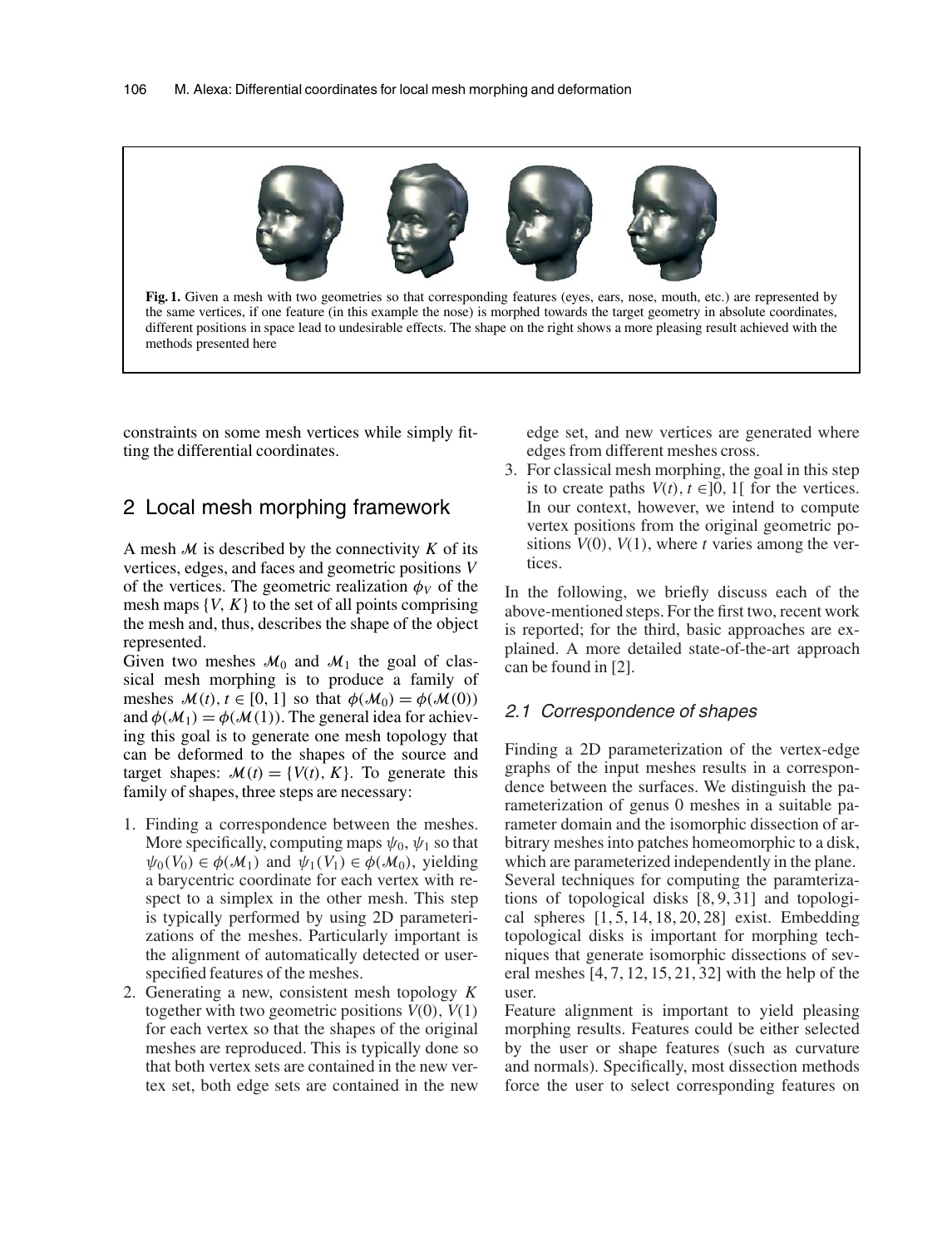**Fig. 1.** Given a mesh with two geometries so that corresponding features (eyes, ears, nose, mouth, etc.) are represented by the same vertices, if one feature (in this example the nose) is morphed towards the target geometry in absolute coordinates, different positions in space lead to undesirable effects. The shape on the right shows a more pleasing result achieved with the methods presented here

constraints on some mesh vertices while simply fitting the differential coordinates.

## 2 Local mesh morphing framework

A mesh $\mathcal{M}$ is described by the connectivity $K$ of its vertices, edges, and faces and geometric positions $V$ of the vertices. The geometric realization $\phi_V$ of the mesh maps $\{V, K\}$ to the set of all points comprising the mesh and, thus, describes the shape of the object represented.

Given two meshes $\mathcal{M}_0$ and $\mathcal{M}_1$ the goal of classical mesh morphing is to produce a family of meshes $\mathcal{M}(t), t \in [0, 1]$ so that $\phi(\mathcal{M}_0) = \phi(\mathcal{M}(0))$ and $\phi(\mathcal{M}_1) = \phi(\mathcal{M}(1))$. The general idea for achieving this goal is to generate one mesh topology that can be deformed to the shapes of the source and target shapes: $\mathcal{M}(t) = \{V(t), K\}$. To generate this family of shapes, three steps are necessary:

1. Finding a correspondence between the meshes. More specifically, computing maps $\psi_0, \psi_1$ so that $\psi_0(V_0) \in \phi(\mathcal{M}_1)$ and $\psi_1(V_1) \in \phi(\mathcal{M}_0)$, yielding a barycentric coordinate for each vertex with respect to a simplex in the other mesh. This step is typically performed by using 2D parameterizations of the meshes. Particularly important is the alignment of automatically detected or user-specified features of the meshes.
2. Generating a new, consistent mesh topology $K$ together with two geometric positions $V(0)$, $V(1)$ for each vertex so that the shapes of the original meshes are reproduced. This is typically done so that both vertex sets are contained in the new vertex set, both edge sets are contained in the new edge set, and new vertices are generated where edges from different meshes cross.
3. For classical mesh morphing, the goal in this step is to create paths $V(t), t \in ]0, 1[$ for the vertices. In our context, however, we intend to compute vertex positions from the original geometric positions $V(0)$, $V(1)$, where $t$ varies among the vertices.

In the following, we briefly discuss each of the above-mentioned steps. For the first two, recent work is reported; for the third, basic approaches are explained. A more detailed state-of-the-art approach can be found in [2].

### 2.1 Correspondence of shapes

Finding a 2D parameterization of the vertex-edge graphs of the input meshes results in a correspondence between the surfaces. We distinguish the parameterization of genus 0 meshes in a suitable parameter domain and the isomorphic dissection of arbitrary meshes into patches homeomorphic to a disk, which are parameterized independently in the plane.

Several techniques for computing the paramterizations of topological disks [8, 9, 31] and topological spheres [1, 5, 14, 18, 20, 28] exist. Embedding topological disks is important for morphing techniques that generate isomorphic dissections of several meshes [4, 7, 12, 15, 21, 32] with the help of the user.

Feature alignment is important to yield pleasing morphing results. Features could be either selected by the user or shape features (such as curvature and normals). Specifically, most dissection methods force the user to select corresponding features on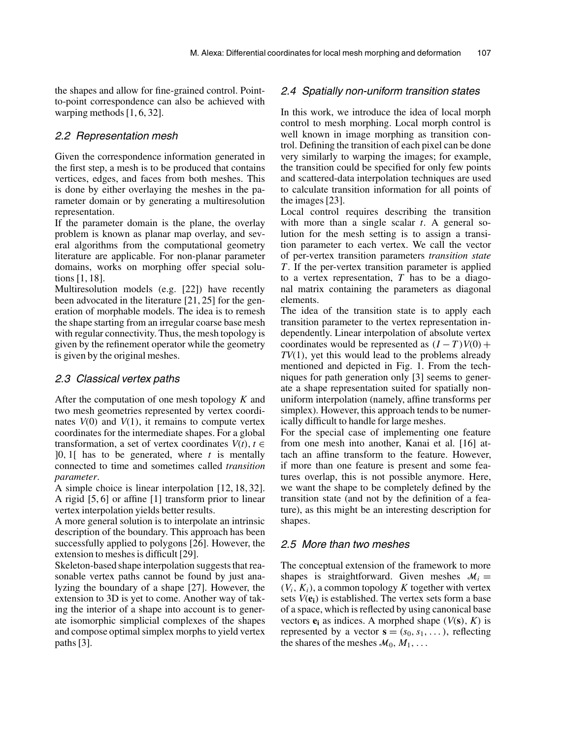the shapes and allow for fine-grained control. Point-to-point correspondence can also be achieved with warping methods [1, 6, 32].

### 2.2 Representation mesh

Given the correspondence information generated in the first step, a mesh is to be produced that contains vertices, edges, and faces from both meshes. This is done by either overlaying the meshes in the parameter domain or by generating a multiresolution representation.

If the parameter domain is the plane, the overlay problem is known as planar map overlay, and several algorithms from the computational geometry literature are applicable. For non-planar parameter domains, works on morphing offer special solutions [1, 18].

Multiresolution models (e.g. [22]) have recently been advocated in the literature [21, 25] for the generation of morphable models. The idea is to remesh the shape starting from an irregular coarse base mesh with regular connectivity. Thus, the mesh topology is given by the refinement operator while the geometry is given by the original meshes.

### 2.3 Classical vertex paths

After the computation of one mesh topology $K$ and two mesh geometries represented by vertex coordinates $V(0)$ and $V(1)$, it remains to compute vertex coordinates for the intermediate shapes. For a global transformation, a set of vertex coordinates $V(t)$, $t \in ]0, 1[$ has to be generated, where $t$ is mentally connected to time and sometimes called *transition parameter*.

A simple choice is linear interpolation [12, 18, 32]. A rigid [5, 6] or affine [1] transform prior to linear vertex interpolation yields better results.

A more general solution is to interpolate an intrinsic description of the boundary. This approach has been successfully applied to polygons [26]. However, the extension to meshes is difficult [29].

Skeleton-based shape interpolation suggests that reasonable vertex paths cannot be found by just analyzing the boundary of a shape [27]. However, the extension to 3D is yet to come. Another way of taking the interior of a shape into account is to generate isomorphic simplicial complexes of the shapes and compose optimal simplex morphs to yield vertex paths [3].

### 2.4 Spatially non-uniform transition states

In this work, we introduce the idea of local morph control to mesh morphing. Local morph control is well known in image morphing as transition control. Defining the transition of each pixel can be done very similarly to warping the images; for example, the transition could be specified for only few points and scattered-data interpolation techniques are used to calculate transition information for all points of the images [23].

Local control requires describing the transition with more than a single scalar $t$. A general solution for the mesh setting is to assign a transition parameter to each vertex. We call the vector of per-vertex transition parameters *transition state* $T$. If the per-vertex transition parameter is applied to a vertex representation, $T$ has to be a diagonal matrix containing the parameters as diagonal elements.

The idea of the transition state is to apply each transition parameter to the vertex representation independently. Linear interpolation of absolute vertex coordinates would be represented as $(I - T)V(0) + TV(1)$, yet this would lead to the problems already mentioned and depicted in Fig. 1. From the techniques for path generation only [3] seems to generate a shape representation suited for spatially non-uniform interpolation (namely, affine transforms per simplex). However, this approach tends to be numerically difficult to handle for large meshes.

For the special case of implementing one feature from one mesh into another, Kanai et al. [16] attach an affine transform to the feature. However, if more than one feature is present and some features overlap, this is not possible anymore. Here, we want the shape to be completely defined by the transition state (and not by the definition of a feature), as this might be an interesting description for shapes.

### 2.5 More than two meshes

The conceptual extension of the framework to more shapes is straightforward. Given meshes $\mathcal{M}_i = (V_i, K_i)$, a common topology $K$ together with vertex sets $V(\mathbf{e_i})$ is established. The vertex sets form a base of a space, which is reflected by using canonical base vectors $\mathbf{e_i}$ as indices. A morphed shape $(V(\mathbf{s}), K)$ is represented by a vector $\mathbf{s} = (s_0, s_1, \dots)$, reflecting the shares of the meshes $\mathcal{M}_0, M_1, \dots$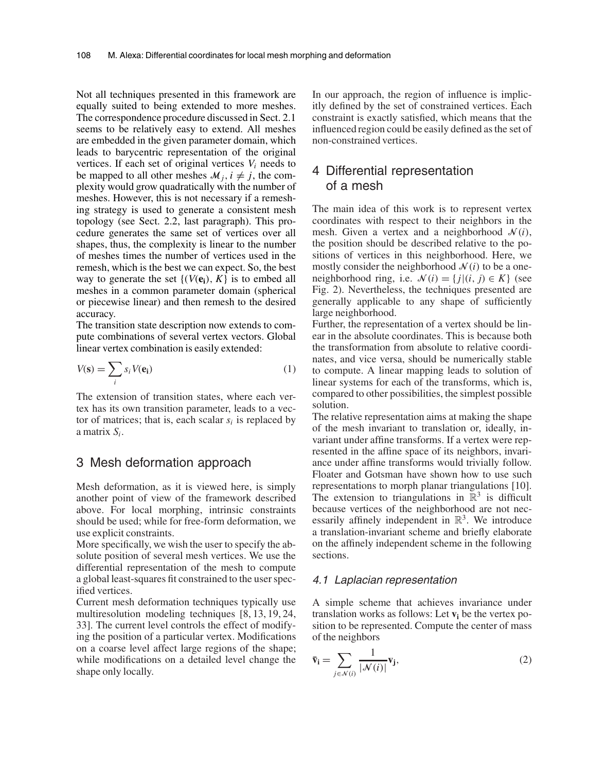Not all techniques presented in this framework are equally suited to being extended to more meshes. The correspondence procedure discussed in Sect. 2.1 seems to be relatively easy to extend. All meshes are embedded in the given parameter domain, which leads to barycentric representation of the original vertices. If each set of original vertices $V_i$ needs to be mapped to all other meshes $\mathcal{M}_j, i \neq j$, the complexity would grow quadratically with the number of meshes. However, this is not necessary if a remeshing strategy is used to generate a consistent mesh topology (see Sect. 2.2, last paragraph). This procedure generates the same set of vertices over all shapes, thus, the complexity is linear to the number of meshes times the number of vertices used in the remesh, which is the best we can expect. So, the best way to generate the set $\{(V(\mathbf{e_i}), K\}$ is to embed all meshes in a common parameter domain (spherical or piecewise linear) and then remesh to the desired accuracy.

The transition state description now extends to compute combinations of several vertex vectors. Global linear vertex combination is easily extended:

$$V(\mathbf{s}) = \sum_i s_i V(\mathbf{e_i}) \tag{1}$$

The extension of transition states, where each vertex has its own transition parameter, leads to a vector of matrices; that is, each scalar $s_i$ is replaced by a matrix $S_i$.

## 3 Mesh deformation approach

Mesh deformation, as it is viewed here, is simply another point of view of the framework described above. For local morphing, intrinsic constraints should be used; while for free-form deformation, we use explicit constraints.

More specifically, we wish the user to specify the absolute position of several mesh vertices. We use the differential representation of the mesh to compute a global least-squares fit constrained to the user specified vertices.

Current mesh deformation techniques typically use multiresolution modeling techniques [8, 13, 19, 24, 33]. The current level controls the effect of modifying the position of a particular vertex. Modifications on a coarse level affect large regions of the shape; while modifications on a detailed level change the shape only locally.

In our approach, the region of influence is implicitly defined by the set of constrained vertices. Each constraint is exactly satisfied, which means that the influenced region could be easily defined as the set of non-constrained vertices.

## 4 Differential representation of a mesh

The main idea of this work is to represent vertex coordinates with respect to their neighbors in the mesh. Given a vertex and a neighborhood $\mathcal{N}(i)$, the position should be described relative to the positions of vertices in this neighborhood. Here, we mostly consider the neighborhood $\mathcal{N}(i)$ to be a one-neighborhood ring, i.e. $\mathcal{N}(i) = \{j|(i, j) \in K\}$ (see Fig. 2). Nevertheless, the techniques presented are generally applicable to any shape of sufficiently large neighborhood.

Further, the representation of a vertex should be linear in the absolute coordinates. This is because both the transformation from absolute to relative coordinates, and vice versa, should be numerically stable to compute. A linear mapping leads to solution of linear systems for each of the transforms, which is, compared to other possibilities, the simplest possible solution.

The relative representation aims at making the shape of the mesh invariant to translation or, ideally, invariant under affine transforms. If a vertex were represented in the affine space of its neighbors, invariance under affine transforms would trivially follow. Floater and Gotsman have shown how to use such representations to morph planar triangulations [10]. The extension to triangulations in $\mathbb{R}^3$ is difficult because vertices of the neighborhood are not necessarily affinely independent in $\mathbb{R}^3$. We introduce a translation-invariant scheme and briefly elaborate on the affinely independent scheme in the following sections.

### *4.1 Laplacian representation*

A simple scheme that achieves invariance under translation works as follows: Let $\mathbf{v_i}$ be the vertex position to be represented. Compute the center of mass of the neighbors

$$\bar{\mathbf{v}}_\mathbf{i} = \sum_{j \in \mathcal{N}(i)} \frac{1}{|\mathcal{N}(i)|} \mathbf{v_j}, \tag{2}$$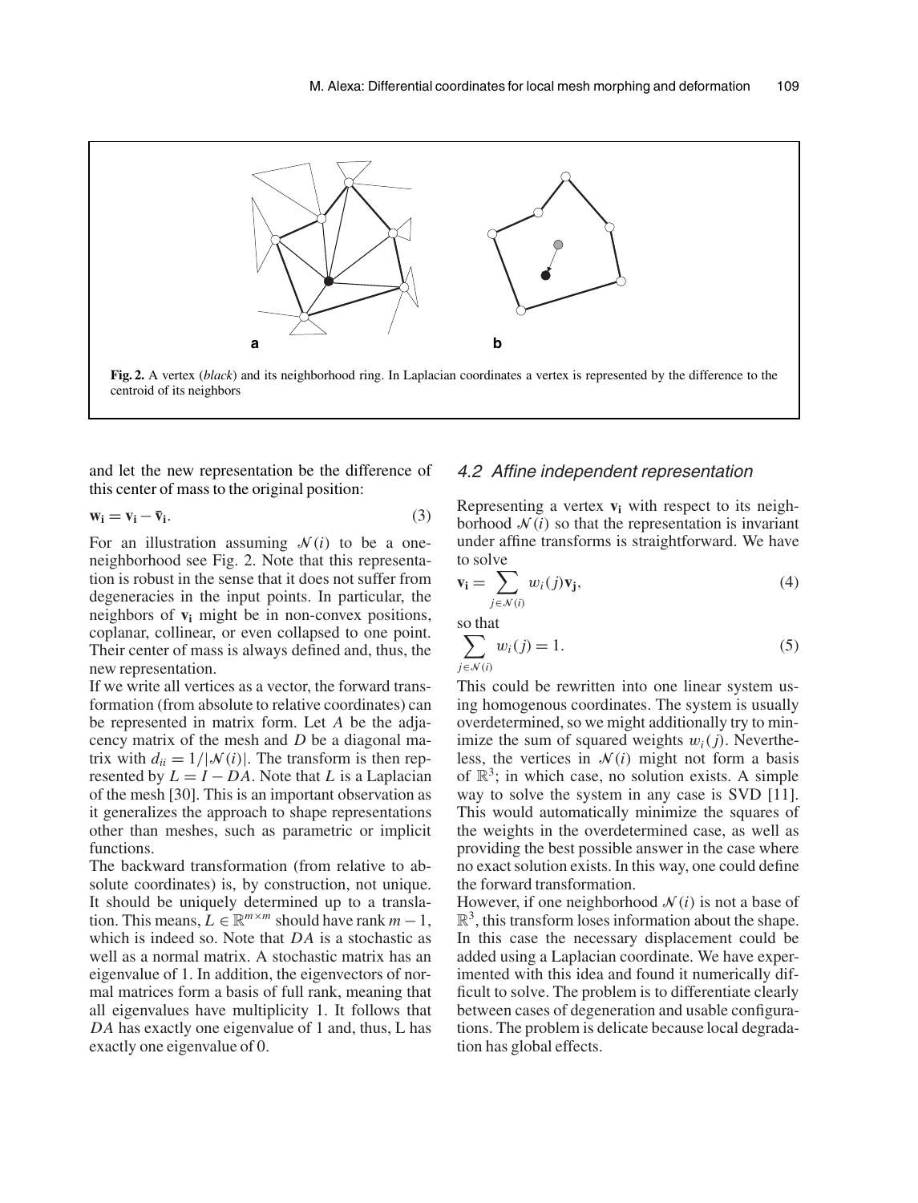**Fig. 2.** A vertex (*black*) and its neighborhood ring. In Laplacian coordinates a vertex is represented by the difference to the centroid of its neighbors

and let the new representation be the difference of this center of mass to the original position:

$$\mathbf{w_i} = \mathbf{v_i} - \bar{\mathbf{v}}_\mathbf{i}. \tag{3}$$

For an illustration assuming $\mathcal{N}(i)$ to be a one-neighborhood see Fig. 2. Note that this representation is robust in the sense that it does not suffer from degeneracies in the input points. In particular, the neighbors of $\mathbf{v_i}$ might be in non-convex positions, coplanar, collinear, or even collapsed to one point. Their center of mass is always defined and, thus, the new representation.

If we write all vertices as a vector, the forward transformation (from absolute to relative coordinates) can be represented in matrix form. Let $A$ be the adjacency matrix of the mesh and $D$ be a diagonal matrix with $d_{ii} = 1/|\mathcal{N}(i)|$. The transform is then represented by $L = I - DA$. Note that $L$ is a Laplacian of the mesh [30]. This is an important observation as it generalizes the approach to shape representations other than meshes, such as parametric or implicit functions.

The backward transformation (from relative to absolute coordinates) is, by construction, not unique. It should be uniquely determined up to a translation. This means, $L \in \mathbb{R}^{m \times m}$ should have rank $m-1$, which is indeed so. Note that $DA$ is a stochastic as well as a normal matrix. A stochastic matrix has an eigenvalue of 1. In addition, the eigenvectors of normal matrices form a basis of full rank, meaning that all eigenvalues have multiplicity 1. It follows that $DA$ has exactly one eigenvalue of 1 and, thus, L has exactly one eigenvalue of 0.

### *4.2 Affine independent representation*

Representing a vertex $\mathbf{v_i}$ with respect to its neighborhood $\mathcal{N}(i)$ so that the representation is invariant under affine transforms is straightforward. We have to solve

$$\mathbf{v_i} = \sum_{j \in \mathcal{N}(i)} w_i(j) \mathbf{v_j}, \tag{4}$$

so that

$$\sum_{j \in \mathcal{N}(i)} w_i(j) = 1. \tag{5}$$

This could be rewritten into one linear system using homogenous coordinates. The system is usually overdetermined, so we might additionally try to minimize the sum of squared weights $w_i(j)$. Nevertheless, the vertices in $\mathcal{N}(i)$ might not form a basis of $\mathbb{R}^3$; in which case, no solution exists. A simple way to solve the system in any case is SVD [11]. This would automatically minimize the squares of the weights in the overdetermined case, as well as providing the best possible answer in the case where no exact solution exists. In this way, one could define the forward transformation.

However, if one neighborhood $\mathcal{N}(i)$ is not a base of $\mathbb{R}^3$, this transform loses information about the shape. In this case the necessary displacement could be added using a Laplacian coordinate. We have experimented with this idea and found it numerically difficult to solve. The problem is to differentiate clearly between cases of degeneration and usable configurations. The problem is delicate because local degradation has global effects.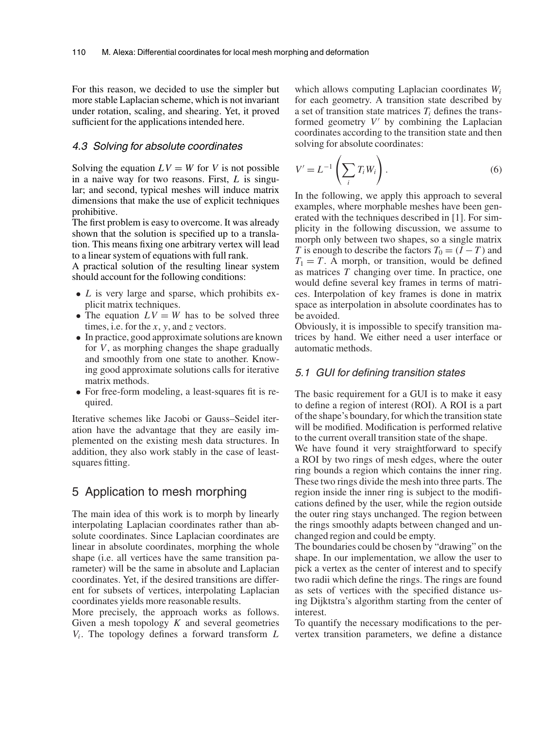For this reason, we decided to use the simpler but more stable Laplacian scheme, which is not invariant under rotation, scaling, and shearing. Yet, it proved sufficient for the applications intended here.

### 4.3 Solving for absolute coordinates

Solving the equation $LV = W$ for $V$ is not possible in a naive way for two reasons. First, $L$ is singular; and second, typical meshes will induce matrix dimensions that make the use of explicit techniques prohibitive.

The first problem is easy to overcome. It was already shown that the solution is specified up to a translation. This means fixing one arbitrary vertex will lead to a linear system of equations with full rank.

A practical solution of the resulting linear system should account for the following conditions:

- $L$ is very large and sparse, which prohibits explicit matrix techniques.
- The equation $LV = W$ has to be solved three times, i.e. for the $x$, $y$, and $z$ vectors.
- In practice, good approximate solutions are known for $V$, as morphing changes the shape gradually and smoothly from one state to another. Knowing good approximate solutions calls for iterative matrix methods.
- For free-form modeling, a least-squares fit is required.

Iterative schemes like Jacobi or Gauss–Seidel iteration have the advantage that they are easily implemented on the existing mesh data structures. In addition, they also work stably in the case of least-squares fitting.

## 5 Application to mesh morphing

The main idea of this work is to morph by linearly interpolating Laplacian coordinates rather than absolute coordinates. Since Laplacian coordinates are linear in absolute coordinates, morphing the whole shape (i.e. all vertices have the same transition parameter) will be the same in absolute and Laplacian coordinates. Yet, if the desired transitions are different for subsets of vertices, interpolating Laplacian coordinates yields more reasonable results.

More precisely, the approach works as follows. Given a mesh topology $K$ and several geometries $V_i$. The topology defines a forward transform $L$ which allows computing Laplacian coordinates $W_i$ for each geometry. A transition state described by a set of transition state matrices $T_i$ defines the transformed geometry $V'$ by combining the Laplacian coordinates according to the transition state and then solving for absolute coordinates:

$$V' = L^{-1}\left(\sum_i T_i W_i\right). \tag{6}$$

In the following, we apply this approach to several examples, where morphable meshes have been generated with the techniques described in [1]. For simplicity in the following discussion, we assume to morph only between two shapes, so a single matrix $T$ is enough to describe the factors $T_0 = (I - T)$ and $T_1 = T$. A morph, or transition, would be defined as matrices $T$ changing over time. In practice, one would define several key frames in terms of matrices. Interpolation of key frames is done in matrix space as interpolation in absolute coordinates has to be avoided.

Obviously, it is impossible to specify transition matrices by hand. We either need a user interface or automatic methods.

### 5.1 GUI for defining transition states

The basic requirement for a GUI is to make it easy to define a region of interest (ROI). A ROI is a part of the shape's boundary, for which the transition state will be modified. Modification is performed relative to the current overall transition state of the shape.

We have found it very straightforward to specify a ROI by two rings of mesh edges, where the outer ring bounds a region which contains the inner ring. These two rings divide the mesh into three parts. The region inside the inner ring is subject to the modifications defined by the user, while the region outside the outer ring stays unchanged. The region between the rings smoothly adapts between changed and unchanged region and could be empty.

The boundaries could be chosen by "drawing" on the shape. In our implementation, we allow the user to pick a vertex as the center of interest and to specify two radii which define the rings. The rings are found as sets of vertices with the specified distance using Dijktstra's algorithm starting from the center of interest.

To quantify the necessary modifications to the per-vertex transition parameters, we define a distance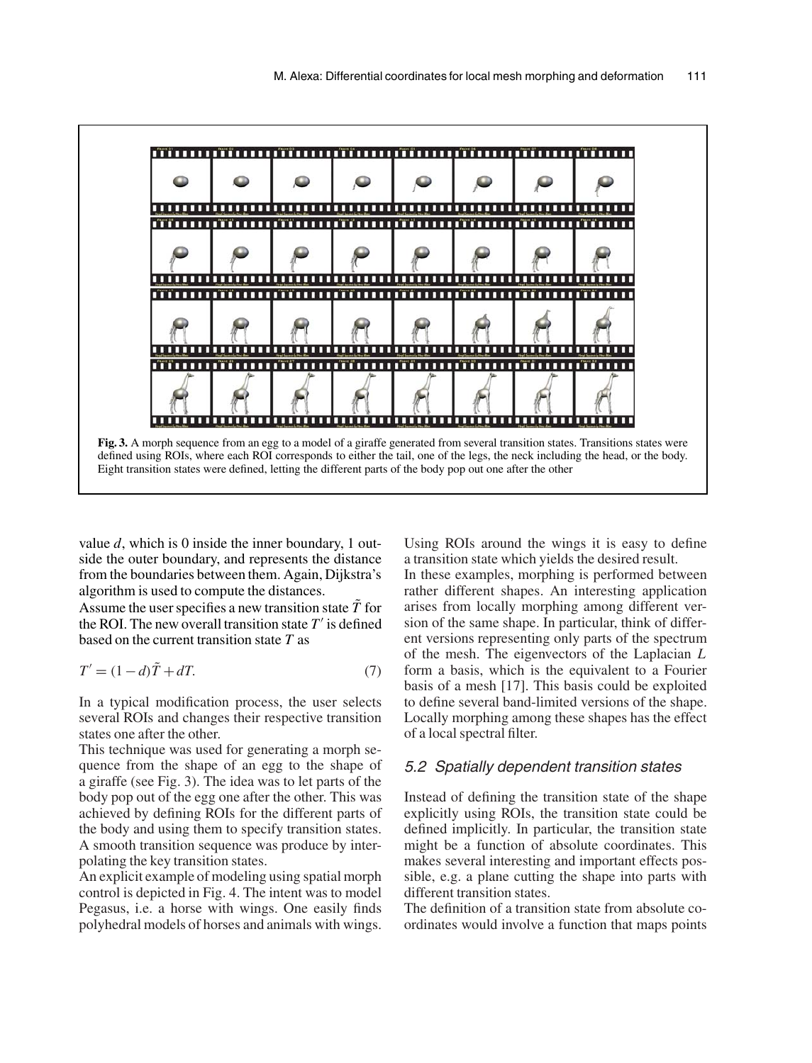**Fig. 3.** A morph sequence from an egg to a model of a giraffe generated from several transition states. Transitions states were defined using ROIs, where each ROI corresponds to either the tail, one of the legs, the neck including the head, or the body. Eight transition states were defined, letting the different parts of the body pop out one after the other

value $d$, which is 0 inside the inner boundary, 1 outside the outer boundary, and represents the distance from the boundaries between them. Again, Dijkstra's algorithm is used to compute the distances.

Assume the user specifies a new transition state $\tilde{T}$ for the ROI. The new overall transition state $T'$ is defined based on the current transition state $T$ as

$$T' = (1-d)\tilde{T} + dT. \tag{7}$$

In a typical modification process, the user selects several ROIs and changes their respective transition states one after the other.

This technique was used for generating a morph sequence from the shape of an egg to the shape of a giraffe (see Fig. 3). The idea was to let parts of the body pop out of the egg one after the other. This was achieved by defining ROIs for the different parts of the body and using them to specify transition states. A smooth transition sequence was produce by interpolating the key transition states.

An explicit example of modeling using spatial morph control is depicted in Fig. 4. The intent was to model Pegasus, i.e. a horse with wings. One easily finds polyhedral models of horses and animals with wings. Using ROIs around the wings it is easy to define a transition state which yields the desired result.

In these examples, morphing is performed between rather different shapes. An interesting application arises from locally morphing among different version of the same shape. In particular, think of different versions representing only parts of the spectrum of the mesh. The eigenvectors of the Laplacian $L$ form a basis, which is the equivalent to a Fourier basis of a mesh [17]. This basis could be exploited to define several band-limited versions of the shape. Locally morphing among these shapes has the effect of a local spectral filter.

### 5.2 Spatially dependent transition states

Instead of defining the transition state of the shape explicitly using ROIs, the transition state could be defined implicitly. In particular, the transition state might be a function of absolute coordinates. This makes several interesting and important effects possible, e.g. a plane cutting the shape into parts with different transition states.

The definition of a transition state from absolute coordinates would involve a function that maps points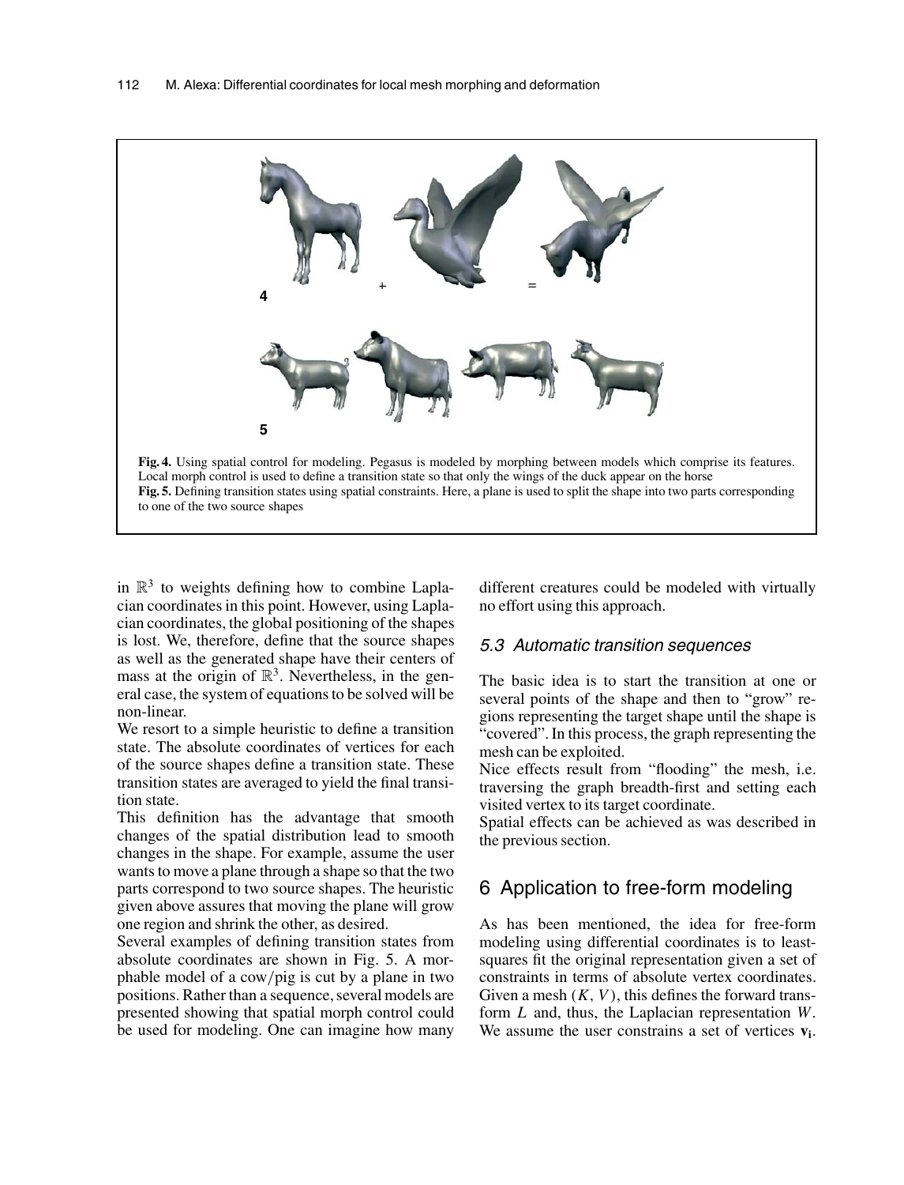**Fig. 4.** Using spatial control for modeling. Pegasus is modeled by morphing between models which comprise its features. Local morph control is used to define a transition state so that only the wings of the duck appear on the horse

**Fig. 5.** Defining transition states using spatial constraints. Here, a plane is used to split the shape into two parts corresponding to one of the two source shapes

in $\mathbb{R}^3$ to weights defining how to combine Laplacian coordinates in this point. However, using Laplacian coordinates, the global positioning of the shapes is lost. We, therefore, define that the source shapes as well as the generated shape have their centers of mass at the origin of $\mathbb{R}^3$. Nevertheless, in the general case, the system of equations to be solved will be non-linear.

We resort to a simple heuristic to define a transition state. The absolute coordinates of vertices for each of the source shapes define a transition state. These transition states are averaged to yield the final transition state.

This definition has the advantage that smooth changes of the spatial distribution lead to smooth changes in the shape. For example, assume the user wants to move a plane through a shape so that the two parts correspond to two source shapes. The heuristic given above assures that moving the plane will grow one region and shrink the other, as desired.

Several examples of defining transition states from absolute coordinates are shown in Fig. 5. A morphable model of a cow/pig is cut by a plane in two positions. Rather than a sequence, several models are presented showing that spatial morph control could be used for modeling. One can imagine how many different creatures could be modeled with virtually no effort using this approach.

### 5.3 Automatic transition sequences

The basic idea is to start the transition at one or several points of the shape and then to "grow" regions representing the target shape until the shape is "covered". In this process, the graph representing the mesh can be exploited.

Nice effects result from "flooding" the mesh, i.e. traversing the graph breadth-first and setting each visited vertex to its target coordinate.

Spatial effects can be achieved as was described in the previous section.

## 6 Application to free-form modeling

As has been mentioned, the idea for free-form modeling using differential coordinates is to least-squares fit the original representation given a set of constraints in terms of absolute vertex coordinates. Given a mesh $(K, V)$, this defines the forward transform $L$ and, thus, the Laplacian representation $W$. We assume the user constrains a set of vertices $\mathbf{v_i}$.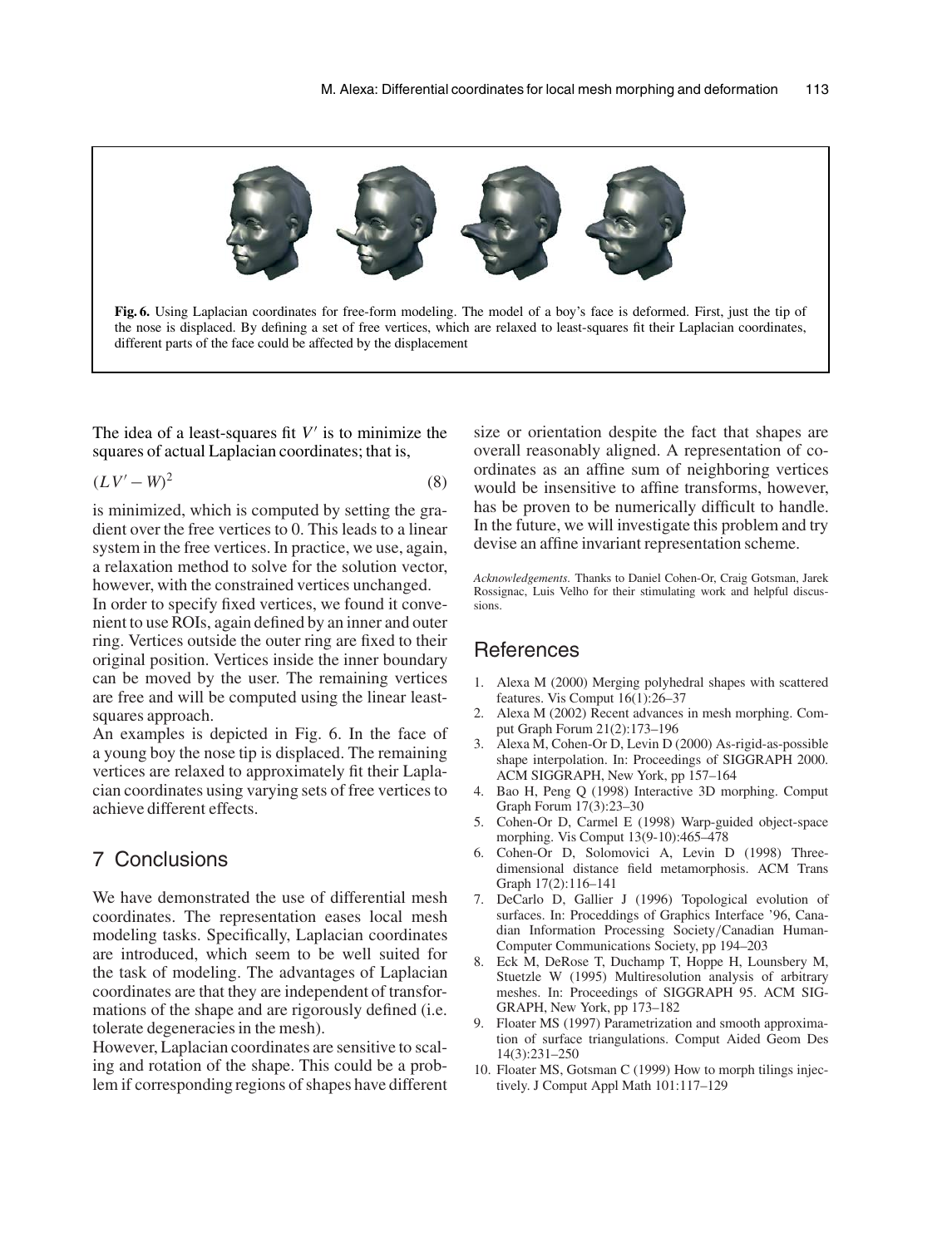**Fig. 6.** Using Laplacian coordinates for free-form modeling. The model of a boy's face is deformed. First, just the tip of the nose is displaced. By defining a set of free vertices, which are relaxed to least-squares fit their Laplacian coordinates, different parts of the face could be affected by the displacement

The idea of a least-squares fit $V'$ is to minimize the squares of actual Laplacian coordinates; that is,

$$(LV' - W)^2 \tag{8}$$

is minimized, which is computed by setting the gradient over the free vertices to 0. This leads to a linear system in the free vertices. In practice, we use, again, a relaxation method to solve for the solution vector, however, with the constrained vertices unchanged.

In order to specify fixed vertices, we found it convenient to use ROIs, again defined by an inner and outer ring. Vertices outside the outer ring are fixed to their original position. Vertices inside the inner boundary can be moved by the user. The remaining vertices are free and will be computed using the linear least-squares approach.

An examples is depicted in Fig. 6. In the face of a young boy the nose tip is displaced. The remaining vertices are relaxed to approximately fit their Laplacian coordinates using varying sets of free vertices to achieve different effects.

## 7 Conclusions

We have demonstrated the use of differential mesh coordinates. The representation eases local mesh modeling tasks. Specifically, Laplacian coordinates are introduced, which seem to be well suited for the task of modeling. The advantages of Laplacian coordinates are that they are independent of transformations of the shape and are rigorously defined (i.e. tolerate degeneracies in the mesh).

However, Laplacian coordinates are sensitive to scaling and rotation of the shape. This could be a problem if corresponding regions of shapes have different size or orientation despite the fact that shapes are overall reasonably aligned. A representation of coordinates as an affine sum of neighboring vertices would be insensitive to affine transforms, however, has be proven to be numerically difficult to handle. In the future, we will investigate this problem and try devise an affine invariant representation scheme.

*Acknowledgements.* Thanks to Daniel Cohen-Or, Craig Gotsman, Jarek Rossignac, Luis Velho for their stimulating work and helpful discussions.

## References

1. Alexa M (2000) Merging polyhedral shapes with scattered features. Vis Comput 16(1):26–37
2. Alexa M (2002) Recent advances in mesh morphing. Comput Graph Forum 21(2):173–196
3. Alexa M, Cohen-Or D, Levin D (2000) As-rigid-as-possible shape interpolation. In: Proceedings of SIGGRAPH 2000. ACM SIGGRAPH, New York, pp 157–164
4. Bao H, Peng Q (1998) Interactive 3D morphing. Comput Graph Forum 17(3):23–30
5. Cohen-Or D, Carmel E (1998) Warp-guided object-space morphing. Vis Comput 13(9-10):465–478
6. Cohen-Or D, Solomovici A, Levin D (1998) Three-dimensional distance field metamorphosis. ACM Trans Graph 17(2):116–141
7. DeCarlo D, Gallier J (1996) Topological evolution of surfaces. In: Proceddings of Graphics Interface '96, Canadian Information Processing Society/Canadian Human-Computer Communications Society, pp 194–203
8. Eck M, DeRose T, Duchamp T, Hoppe H, Lounsbery M, Stuetzle W (1995) Multiresolution analysis of arbitrary meshes. In: Proceedings of SIGGRAPH 95. ACM SIGGRAPH, New York, pp 173–182
9. Floater MS (1997) Parametrization and smooth approximation of surface triangulations. Comput Aided Geom Des 14(3):231–250
10. Floater MS, Gotsman C (1999) How to morph tilings injectively. J Comput Appl Math 101:117–129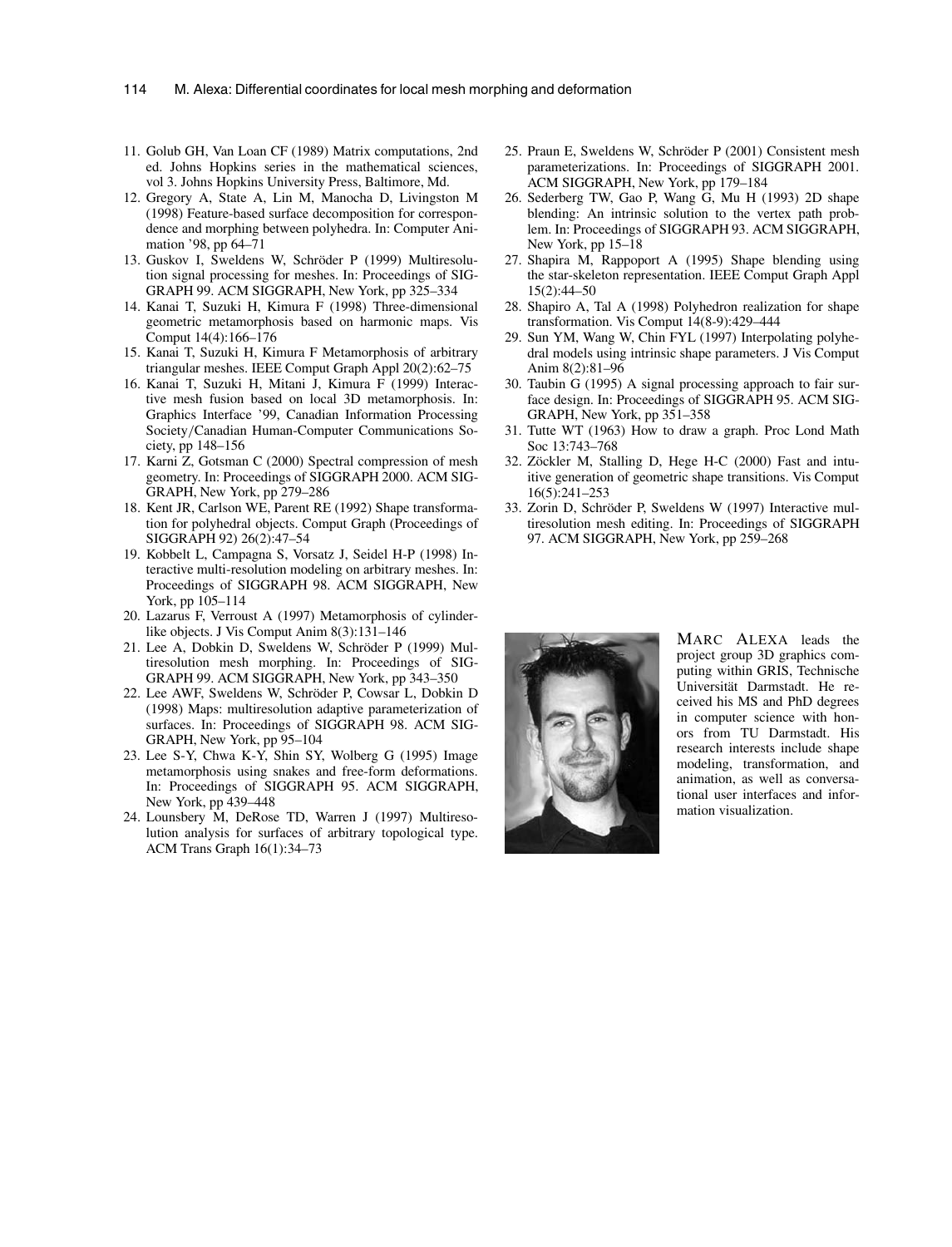11. Golub GH, Van Loan CF (1989) Matrix computations, 2nd ed. Johns Hopkins series in the mathematical sciences, vol 3. Johns Hopkins University Press, Baltimore, Md.
12. Gregory A, State A, Lin M, Manocha D, Livingston M (1998) Feature-based surface decomposition for correspondence and morphing between polyhedra. In: Computer Animation '98, pp 64–71
13. Guskov I, Sweldens W, Schröder P (1999) Multiresolution signal processing for meshes. In: Proceedings of SIGGRAPH 99. ACM SIGGRAPH, New York, pp 325–334
14. Kanai T, Suzuki H, Kimura F (1998) Three-dimensional geometric metamorphosis based on harmonic maps. Vis Comput 14(4):166–176
15. Kanai T, Suzuki H, Kimura F Metamorphosis of arbitrary triangular meshes. IEEE Comput Graph Appl 20(2):62–75
16. Kanai T, Suzuki H, Mitani J, Kimura F (1999) Interactive mesh fusion based on local 3D metamorphosis. In: Graphics Interface '99, Canadian Information Processing Society/Canadian Human-Computer Communications Society, pp 148–156
17. Karni Z, Gotsman C (2000) Spectral compression of mesh geometry. In: Proceedings of SIGGRAPH 2000. ACM SIGGRAPH, New York, pp 279–286
18. Kent JR, Carlson WE, Parent RE (1992) Shape transformation for polyhedral objects. Comput Graph (Proceedings of SIGGRAPH 92) 26(2):47–54
19. Kobbelt L, Campagna S, Vorsatz J, Seidel H-P (1998) Interactive multi-resolution modeling on arbitrary meshes. In: Proceedings of SIGGRAPH 98. ACM SIGGRAPH, New York, pp 105–114
20. Lazarus F, Verroust A (1997) Metamorphosis of cylinder-like objects. J Vis Comput Anim 8(3):131–146
21. Lee A, Dobkin D, Sweldens W, Schröder P (1999) Multiresolution mesh morphing. In: Proceedings of SIGGRAPH 99. ACM SIGGRAPH, New York, pp 343–350
22. Lee AWF, Sweldens W, Schröder P, Cowsar L, Dobkin D (1998) Maps: multiresolution adaptive parameterization of surfaces. In: Proceedings of SIGGRAPH 98. ACM SIGGRAPH, New York, pp 95–104
23. Lee S-Y, Chwa K-Y, Shin SY, Wolberg G (1995) Image metamorphosis using snakes and free-form deformations. In: Proceedings of SIGGRAPH 95. ACM SIGGRAPH, New York, pp 439–448
24. Lounsbery M, DeRose TD, Warren J (1997) Multiresolution analysis for surfaces of arbitrary topological type. ACM Trans Graph 16(1):34–73
25. Praun E, Sweldens W, Schröder P (2001) Consistent mesh parameterizations. In: Proceedings of SIGGRAPH 2001. ACM SIGGRAPH, New York, pp 179–184
26. Sederberg TW, Gao P, Wang G, Mu H (1993) 2D shape blending: An intrinsic solution to the vertex path problem. In: Proceedings of SIGGRAPH 93. ACM SIGGRAPH, New York, pp 15–18
27. Shapira M, Rappoport A (1995) Shape blending using the star-skeleton representation. IEEE Comput Graph Appl 15(2):44–50
28. Shapiro A, Tal A (1998) Polyhedron realization for shape transformation. Vis Comput 14(8-9):429–444
29. Sun YM, Wang W, Chin FYL (1997) Interpolating polyhedral models using intrinsic shape parameters. J Vis Comput Anim 8(2):81–96
30. Taubin G (1995) A signal processing approach to fair surface design. In: Proceedings of SIGGRAPH 95. ACM SIGGRAPH, New York, pp 351–358
31. Tutte WT (1963) How to draw a graph. Proc Lond Math Soc 13:743–768
32. Zöckler M, Stalling D, Hege H-C (2000) Fast and intuitive generation of geometric shape transitions. Vis Comput 16(5):241–253
33. Zorin D, Schröder P, Sweldens W (1997) Interactive multiresolution mesh editing. In: Proceedings of SIGGRAPH 97. ACM SIGGRAPH, New York, pp 259–268

MARC ALEXA leads the project group 3D graphics computing within GRIS, Technische Universität Darmstadt. He received his MS and PhD degrees in computer science with honors from TU Darmstadt. His research interests include shape modeling, transformation, and animation, as well as conversational user interfaces and information visualization.